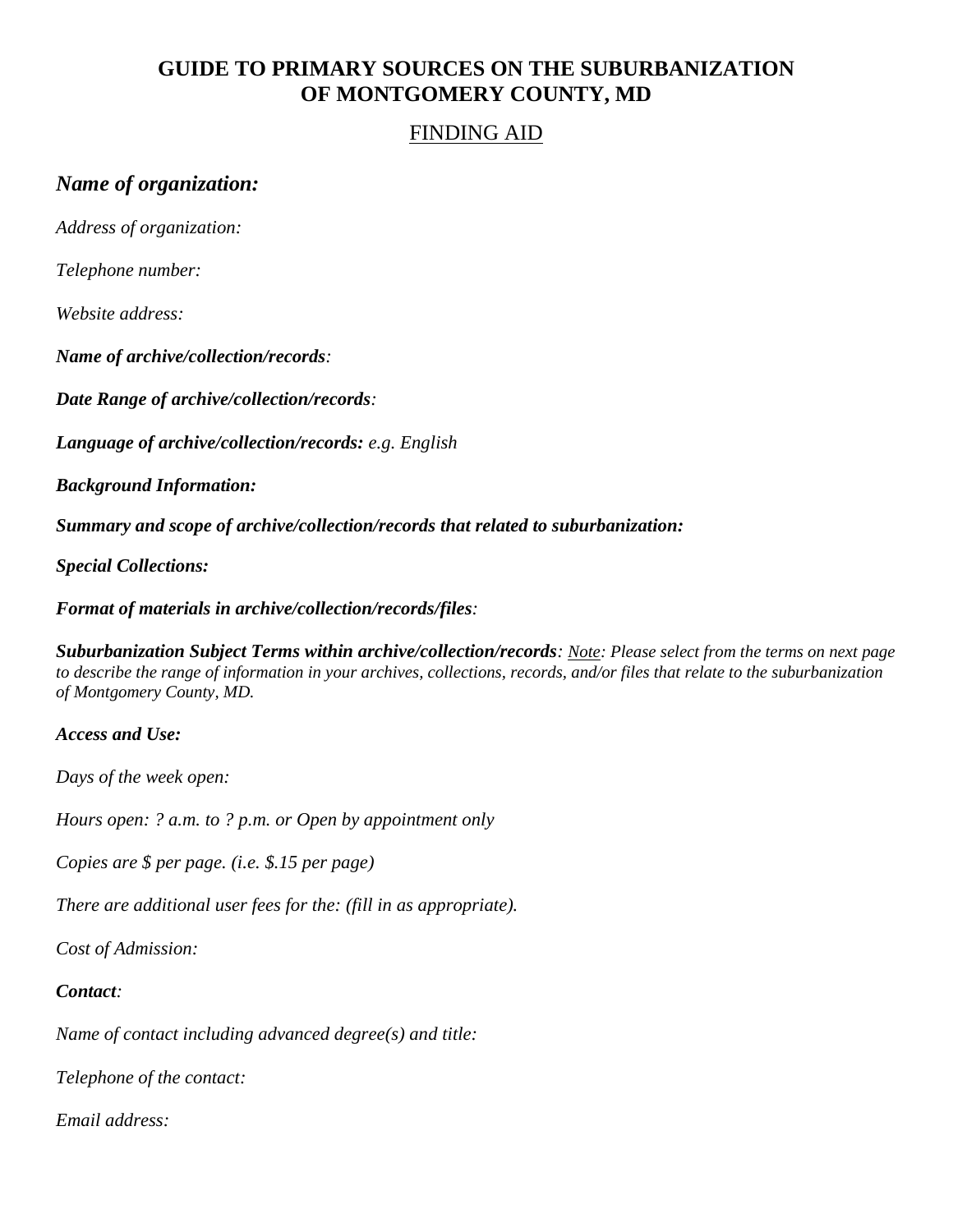# GUIDE TO PRIMARY SOURCES ON THE SUBURBANIZATION OF MONTGOMERY COUNTY, MD

## FINDING AID

### *Name of organization:*

*Address of organization:*

*Telephone number:*

*Website address:*

***Name of archive/collection/records**:*

***Date Range of archive/collection/records**:*

***Language of archive/collection/records:** e.g. English*

***Background Information:***

***Summary and scope of archive/collection/records that related to suburbanization:***

***Special Collections:***

***Format of materials in archive/collection/records/files**:*

***Suburbanization Subject Terms within archive/collection/records**: Note: Please select from the terms on next page to describe the range of information in your archives, collections, records, and/or files that relate to the suburbanization of Montgomery County, MD.*

***Access and Use:***

*Days of the week open:*

*Hours open: ? a.m. to ? p.m. or Open by appointment only*

*Copies are $ per page. (i.e. $.15 per page)*

*There are additional user fees for the: (fill in as appropriate).*

*Cost of Admission:*

***Contact**:*

*Name of contact including advanced degree(s) and title:*

*Telephone of the contact:*

*Email address:*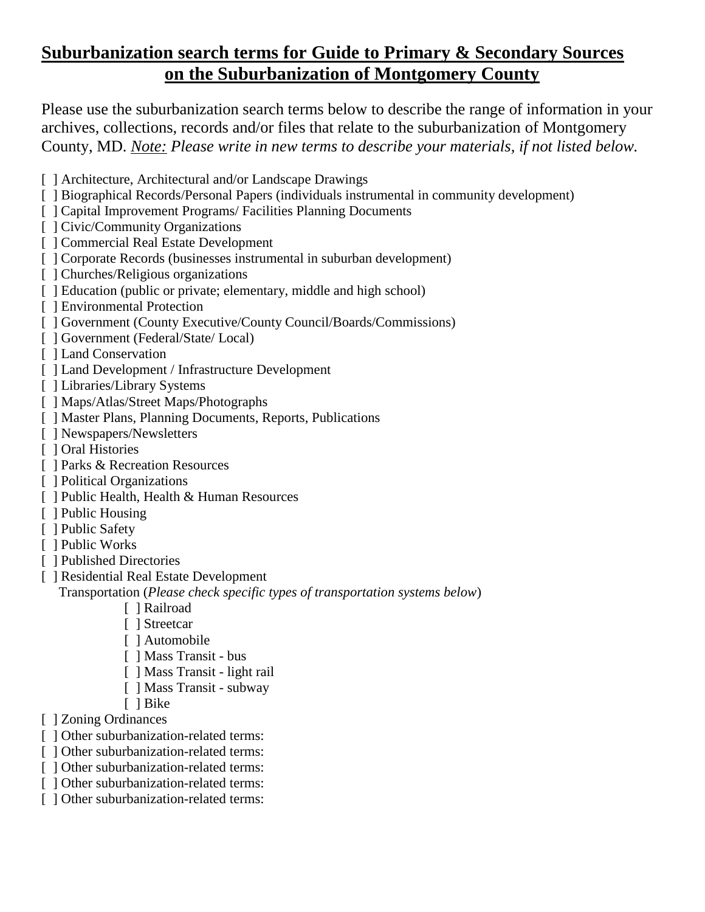# **Suburbanization search terms for Guide to Primary & Secondary Sources on the Suburbanization of Montgomery County**

Please use the suburbanization search terms below to describe the range of information in your archives, collections, records and/or files that relate to the suburbanization of Montgomery County, MD. *Note: Please write in new terms to describe your materials, if not listed below.*

[ ] Architecture, Architectural and/or Landscape Drawings
[ ] Biographical Records/Personal Papers (individuals instrumental in community development)
[ ] Capital Improvement Programs/ Facilities Planning Documents
[ ] Civic/Community Organizations
[ ] Commercial Real Estate Development
[ ] Corporate Records (businesses instrumental in suburban development)
[ ] Churches/Religious organizations
[ ] Education (public or private; elementary, middle and high school)
[ ] Environmental Protection
[ ] Government (County Executive/County Council/Boards/Commissions)
[ ] Government (Federal/State/ Local)
[ ] Land Conservation
[ ] Land Development / Infrastructure Development
[ ] Libraries/Library Systems
[ ] Maps/Atlas/Street Maps/Photographs
[ ] Master Plans, Planning Documents, Reports, Publications
[ ] Newspapers/Newsletters
[ ] Oral Histories
[ ] Parks & Recreation Resources
[ ] Political Organizations
[ ] Public Health, Health & Human Resources
[ ] Public Housing
[ ] Public Safety
[ ] Public Works
[ ] Published Directories
[ ] Residential Real Estate Development
Transportation (*Please check specific types of transportation systems below*)
- [ ] Railroad
- [ ] Streetcar
- [ ] Automobile
- [ ] Mass Transit - bus
- [ ] Mass Transit - light rail
- [ ] Mass Transit - subway
- [ ] Bike

[ ] Zoning Ordinances
[ ] Other suburbanization-related terms:
[ ] Other suburbanization-related terms:
[ ] Other suburbanization-related terms:
[ ] Other suburbanization-related terms:
[ ] Other suburbanization-related terms: